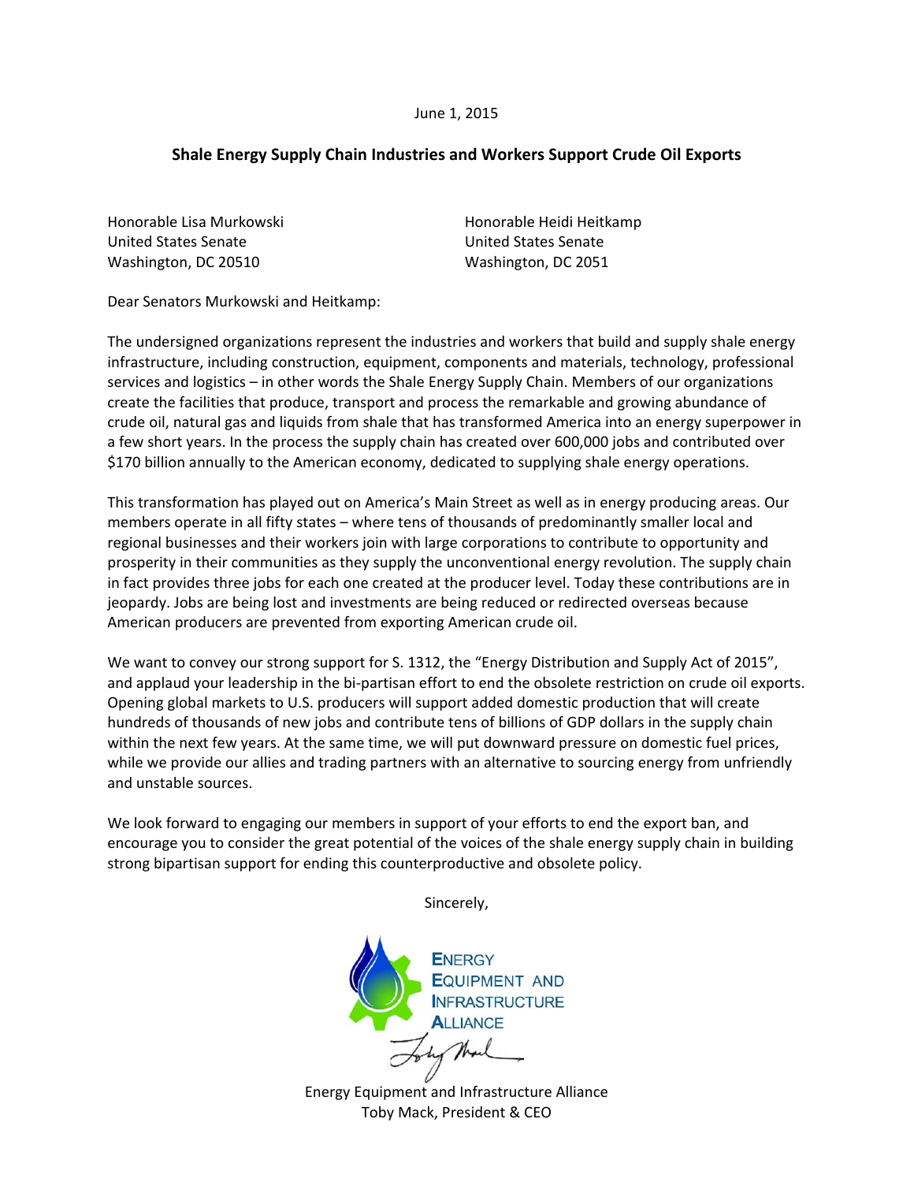June 1, 2015

**Shale Energy Supply Chain Industries and Workers Support Crude Oil Exports**

Honorable Lisa Murkowski
United States Senate
Washington, DC 20510

Honorable Heidi Heitkamp
United States Senate
Washington, DC 2051

Dear Senators Murkowski and Heitkamp:

The undersigned organizations represent the industries and workers that build and supply shale energy infrastructure, including construction, equipment, components and materials, technology, professional services and logistics – in other words the Shale Energy Supply Chain. Members of our organizations create the facilities that produce, transport and process the remarkable and growing abundance of crude oil, natural gas and liquids from shale that has transformed America into an energy superpower in a few short years. In the process the supply chain has created over 600,000 jobs and contributed over $170 billion annually to the American economy, dedicated to supplying shale energy operations.

This transformation has played out on America's Main Street as well as in energy producing areas. Our members operate in all fifty states – where tens of thousands of predominantly smaller local and regional businesses and their workers join with large corporations to contribute to opportunity and prosperity in their communities as they supply the unconventional energy revolution. The supply chain in fact provides three jobs for each one created at the producer level. Today these contributions are in jeopardy. Jobs are being lost and investments are being reduced or redirected overseas because American producers are prevented from exporting American crude oil.

We want to convey our strong support for S. 1312, the "Energy Distribution and Supply Act of 2015", and applaud your leadership in the bi-partisan effort to end the obsolete restriction on crude oil exports. Opening global markets to U.S. producers will support added domestic production that will create hundreds of thousands of new jobs and contribute tens of billions of GDP dollars in the supply chain within the next few years. At the same time, we will put downward pressure on domestic fuel prices, while we provide our allies and trading partners with an alternative to sourcing energy from unfriendly and unstable sources.

We look forward to engaging our members in support of your efforts to end the export ban, and encourage you to consider the great potential of the voices of the shale energy supply chain in building strong bipartisan support for ending this counterproductive and obsolete policy.

Sincerely,

Energy Equipment and Infrastructure Alliance
Toby Mack, President & CEO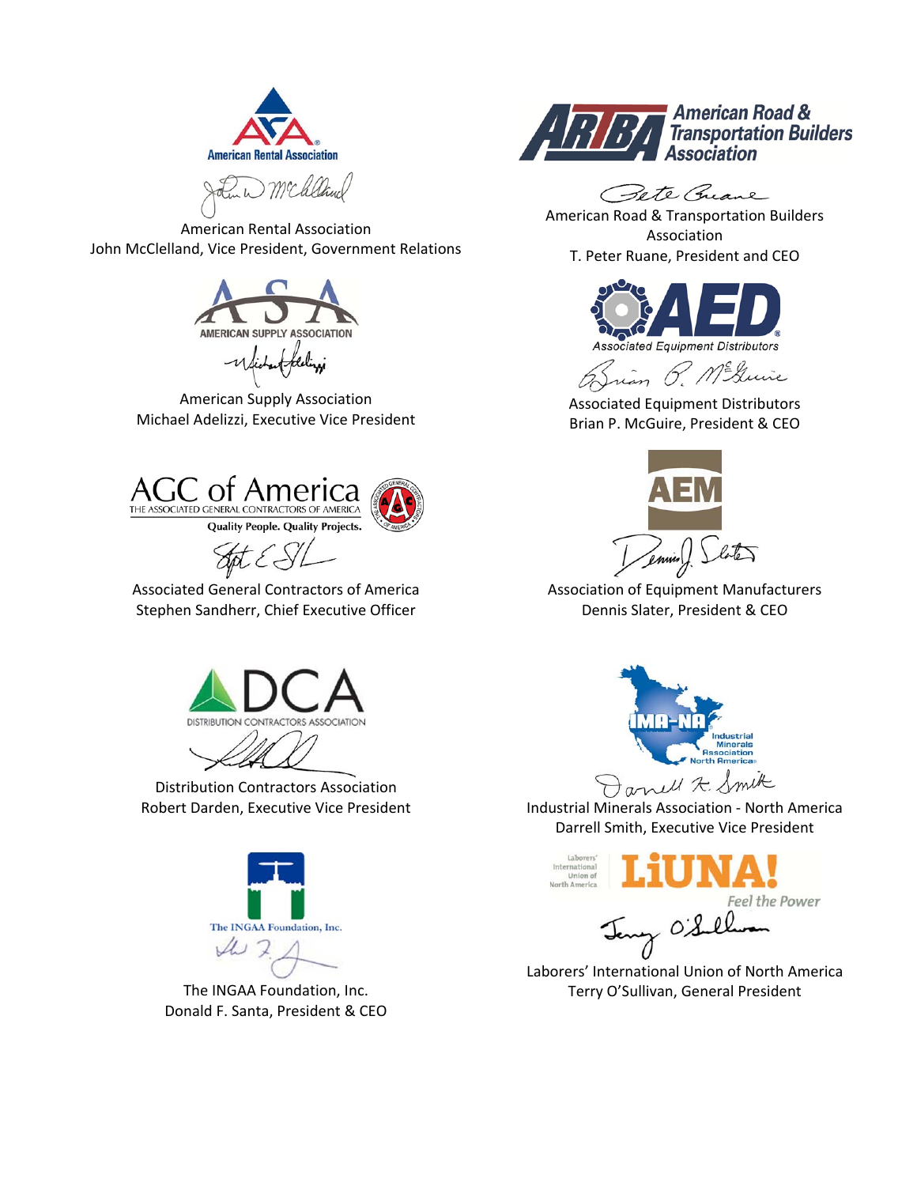American Rental Association
John McClelland, Vice President, Government Relations

American Road & Transportation Builders Association
T. Peter Ruane, President and CEO

American Supply Association
Michael Adelizzi, Executive Vice President

Associated Equipment Distributors
Brian P. McGuire, President & CEO

Associated General Contractors of America
Stephen Sandherr, Chief Executive Officer

Association of Equipment Manufacturers
Dennis Slater, President & CEO

Distribution Contractors Association
Robert Darden, Executive Vice President

Industrial Minerals Association - North America
Darrell Smith, Executive Vice President

The INGAA Foundation, Inc.
Donald F. Santa, President & CEO

Laborers' International Union of North America
Terry O'Sullivan, General President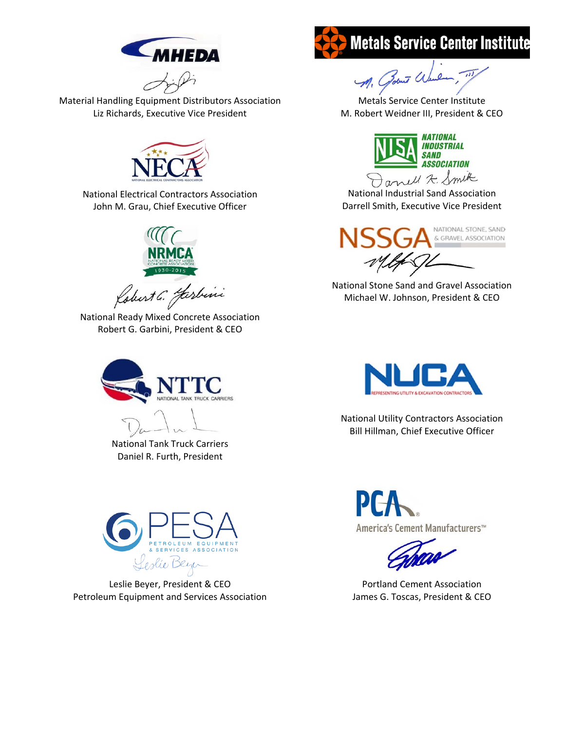Material Handling Equipment Distributors Association
Liz Richards, Executive Vice President

Metals Service Center Institute
M. Robert Weidner III, President & CEO

National Electrical Contractors Association
John M. Grau, Chief Executive Officer

National Industrial Sand Association
Darrell Smith, Executive Vice President

National Ready Mixed Concrete Association
Robert G. Garbini, President & CEO

National Stone Sand and Gravel Association
Michael W. Johnson, President & CEO

National Tank Truck Carriers
Daniel R. Furth, President

National Utility Contractors Association
Bill Hillman, Chief Executive Officer

Leslie Beyer, President & CEO
Petroleum Equipment and Services Association

Portland Cement Association
James G. Toscas, President & CEO